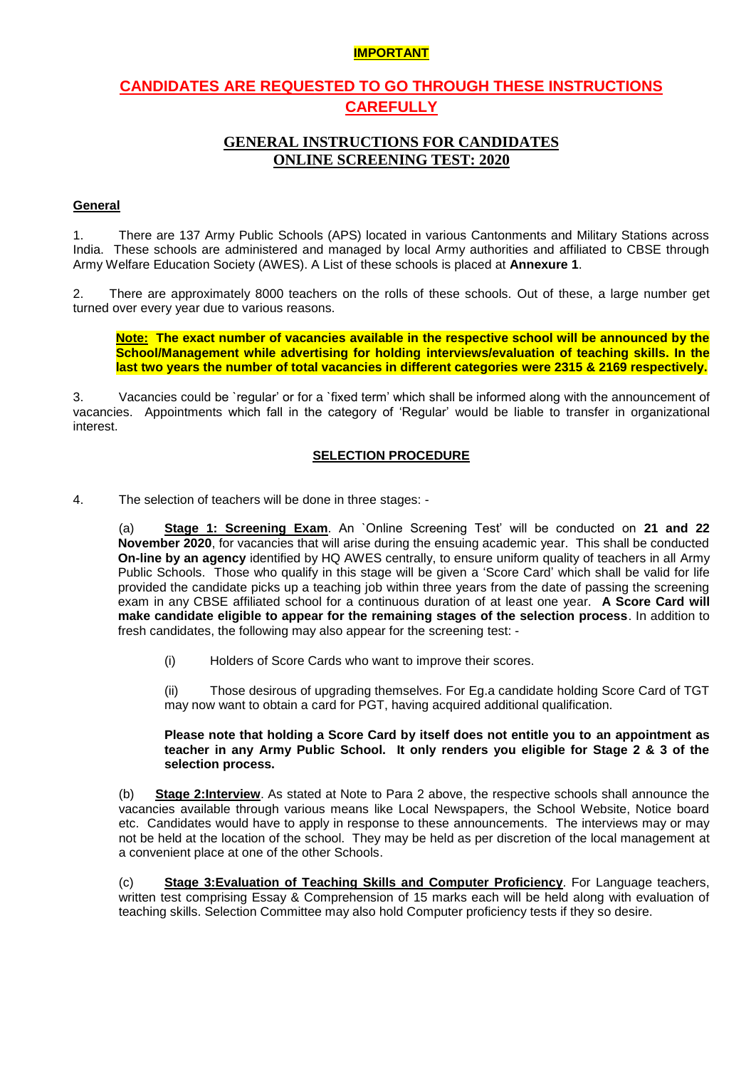**IMPORTANT**

# CANDIDATES ARE REQUESTED TO GO THROUGH THESE INSTRUCTIONS CAREFULLY

## GENERAL INSTRUCTIONS FOR CANDIDATES ONLINE SCREENING TEST: 2020

### General

1. There are 137 Army Public Schools (APS) located in various Cantonments and Military Stations across India. These schools are administered and managed by local Army authorities and affiliated to CBSE through Army Welfare Education Society (AWES). A List of these schools is placed at **Annexure 1**.

2. There are approximately 8000 teachers on the rolls of these schools. Out of these, a large number get turned over every year due to various reasons.

   **Note: The exact number of vacancies available in the respective school will be announced by the School/Management while advertising for holding interviews/evaluation of teaching skills. In the last two years the number of total vacancies in different categories were 2315 & 2169 respectively.**

3. Vacancies could be `regular' or for a `fixed term' which shall be informed along with the announcement of vacancies. Appointments which fall in the category of 'Regular' would be liable to transfer in organizational interest.

### SELECTION PROCEDURE

4. The selection of teachers will be done in three stages: -

   (a) **Stage 1: Screening Exam**. An `Online Screening Test' will be conducted on **21 and 22 November 2020**, for vacancies that will arise during the ensuing academic year. This shall be conducted **On-line by an agency** identified by HQ AWES centrally, to ensure uniform quality of teachers in all Army Public Schools. Those who qualify in this stage will be given a 'Score Card' which shall be valid for life provided the candidate picks up a teaching job within three years from the date of passing the screening exam in any CBSE affiliated school for a continuous duration of at least one year. **A Score Card will make candidate eligible to appear for the remaining stages of the selection process**. In addition to fresh candidates, the following may also appear for the screening test: -

      (i) Holders of Score Cards who want to improve their scores.

      (ii) Those desirous of upgrading themselves. For Eg.a candidate holding Score Card of TGT may now want to obtain a card for PGT, having acquired additional qualification.

      **Please note that holding a Score Card by itself does not entitle you to an appointment as teacher in any Army Public School. It only renders you eligible for Stage 2 & 3 of the selection process.**

   (b) **Stage 2:Interview**. As stated at Note to Para 2 above, the respective schools shall announce the vacancies available through various means like Local Newspapers, the School Website, Notice board etc. Candidates would have to apply in response to these announcements. The interviews may or may not be held at the location of the school. They may be held as per discretion of the local management at a convenient place at one of the other Schools.

   (c) **Stage 3:Evaluation of Teaching Skills and Computer Proficiency**. For Language teachers, written test comprising Essay & Comprehension of 15 marks each will be held along with evaluation of teaching skills. Selection Committee may also hold Computer proficiency tests if they so desire.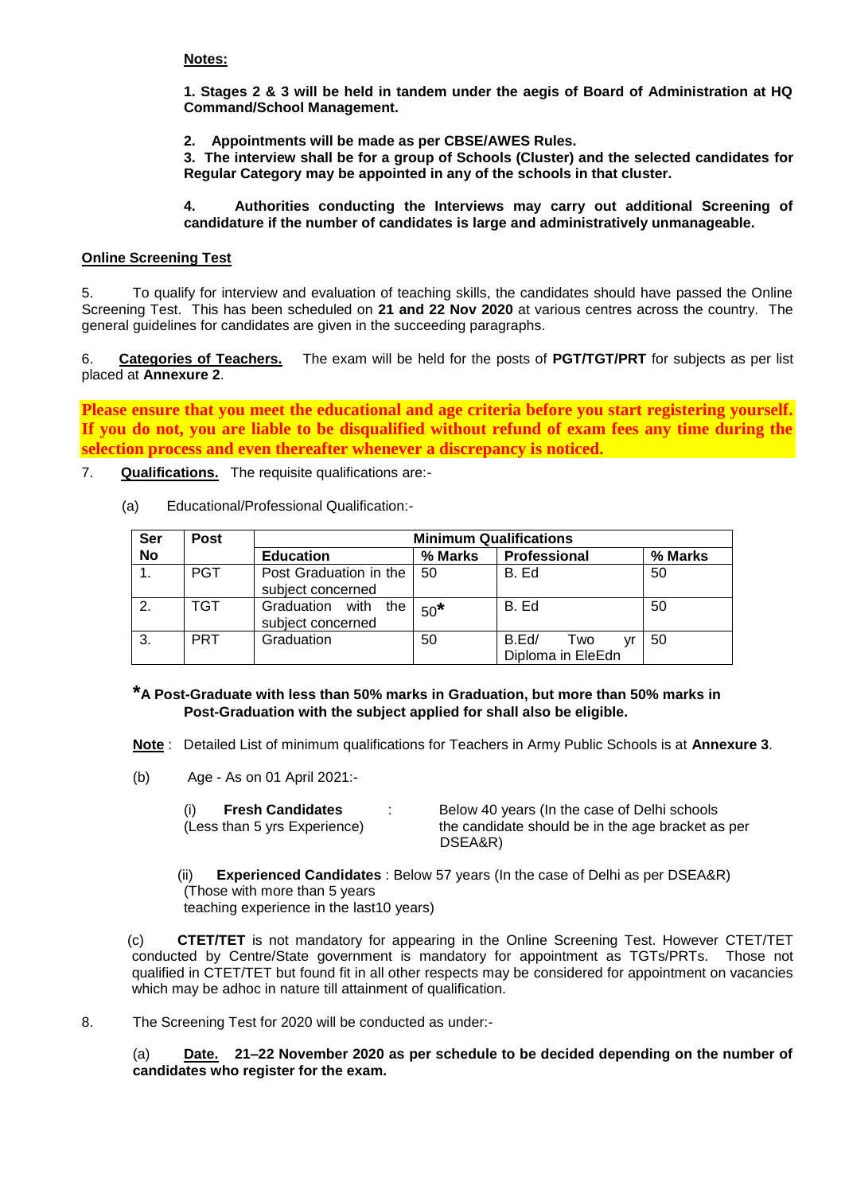**Notes:**

**1. Stages 2 & 3 will be held in tandem under the aegis of Board of Administration at HQ Command/School Management.**

**2. Appointments will be made as per CBSE/AWES Rules.**

**3. The interview shall be for a group of Schools (Cluster) and the selected candidates for Regular Category may be appointed in any of the schools in that cluster.**

**4. Authorities conducting the Interviews may carry out additional Screening of candidature if the number of candidates is large and administratively unmanageable.**

**Online Screening Test**

5. To qualify for interview and evaluation of teaching skills, the candidates should have passed the Online Screening Test. This has been scheduled on **21 and 22 Nov 2020** at various centres across the country. The general guidelines for candidates are given in the succeeding paragraphs.

6. **Categories of Teachers.** The exam will be held for the posts of **PGT/TGT/PRT** for subjects as per list placed at **Annexure 2**.

**Please ensure that you meet the educational and age criteria before you start registering yourself. If you do not, you are liable to be disqualified without refund of exam fees any time during the selection process and even thereafter whenever a discrepancy is noticed.**

7. **Qualifications.** The requisite qualifications are:-

(a) Educational/Professional Qualification:-

| Ser No | Post | Minimum Qualifications | | | |
|---|---|---|---|---|---|
| | | **Education** | **% Marks** | **Professional** | **% Marks** |
| 1. | PGT | Post Graduation in the subject concerned | 50 | B. Ed | 50 |
| 2. | TGT | Graduation with the subject concerned | 50* | B. Ed | 50 |
| 3. | PRT | Graduation | 50 | B.Ed/ Two yr Diploma in EleEdn | 50 |

**\*A Post-Graduate with less than 50% marks in Graduation, but more than 50% marks in Post-Graduation with the subject applied for shall also be eligible.**

**Note** : Detailed List of minimum qualifications for Teachers in Army Public Schools is at **Annexure 3**.

(b) Age - As on 01 April 2021:-

(i) **Fresh Candidates** (Less than 5 yrs Experience) : Below 40 years (In the case of Delhi schools the candidate should be in the age bracket as per DSEA&R)

(ii) **Experienced Candidates** : Below 57 years (In the case of Delhi as per DSEA&R) (Those with more than 5 years teaching experience in the last10 years)

(c) **CTET/TET** is not mandatory for appearing in the Online Screening Test. However CTET/TET conducted by Centre/State government is mandatory for appointment as TGTs/PRTs. Those not qualified in CTET/TET but found fit in all other respects may be considered for appointment on vacancies which may be adhoc in nature till attainment of qualification.

8. The Screening Test for 2020 will be conducted as under:-

(a) **Date. 21–22 November 2020 as per schedule to be decided depending on the number of candidates who register for the exam.**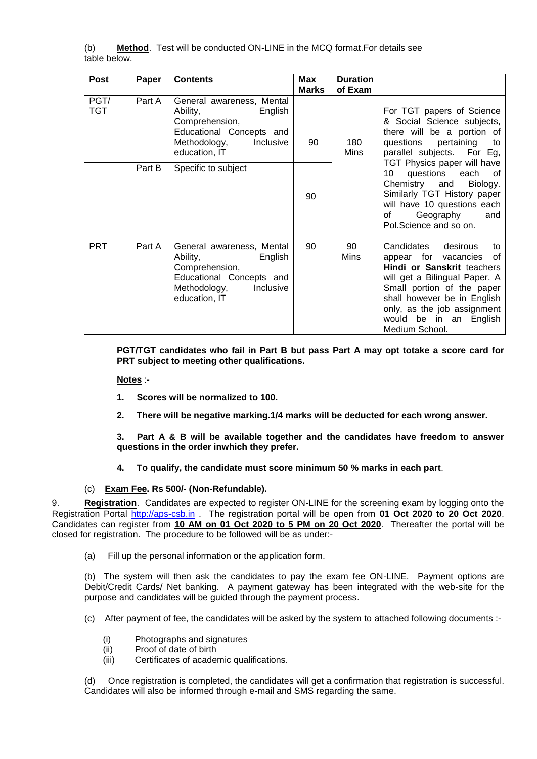(b) **Method**. Test will be conducted ON-LINE in the MCQ format.For details see table below.

| Post | Paper | Contents | Max Marks | Duration of Exam | |
|---|---|---|---|---|---|
| PGT/ TGT | Part A | General awareness, Mental Ability, English Comprehension, Educational Concepts and Methodology, Inclusive education, IT | 90 | 180 Mins | For TGT papers of Science & Social Science subjects, there will be a portion of questions pertaining to parallel subjects. For Eg, TGT Physics paper will have 10 questions each of Chemistry and Biology. Similarly TGT History paper will have 10 questions each of Geography and Pol.Science and so on. |
| | Part B | Specific to subject | 90 | | |
| PRT | Part A | General awareness, Mental Ability, English Comprehension, Educational Concepts and Methodology, Inclusive education, IT | 90 | 90 Mins | Candidates desirous to appear for vacancies of **Hindi or Sanskrit** teachers will get a Bilingual Paper. A Small portion of the paper shall however be in English only, as the job assignment would be in an English Medium School. |

**PGT/TGT candidates who fail in Part B but pass Part A may opt totake a score card for PRT subject to meeting other qualifications.**

**Notes** :-

1. **Scores will be normalized to 100.**

2. **There will be negative marking.1/4 marks will be deducted for each wrong answer.**

3. **Part A & B will be available together and the candidates have freedom to answer questions in the order inwhich they prefer.**

4. **To qualify, the candidate must score minimum 50 % marks in each part**.

(c) **Exam Fee. Rs 500/- (Non-Refundable).**

9. **Registration**. Candidates are expected to register ON-LINE for the screening exam by logging onto the Registration Portal http://aps-csb.in . The registration portal will be open from **01 Oct 2020 to 20 Oct 2020**. Candidates can register from **10 AM on 01 Oct 2020 to 5 PM on 20 Oct 2020**. Thereafter the portal will be closed for registration. The procedure to be followed will be as under:-

(a) Fill up the personal information or the application form.

(b) The system will then ask the candidates to pay the exam fee ON-LINE. Payment options are Debit/Credit Cards/ Net banking. A payment gateway has been integrated with the web-site for the purpose and candidates will be guided through the payment process.

(c) After payment of fee, the candidates will be asked by the system to attached following documents :-

(i) Photographs and signatures
(ii) Proof of date of birth
(iii) Certificates of academic qualifications.

(d) Once registration is completed, the candidates will get a confirmation that registration is successful. Candidates will also be informed through e-mail and SMS regarding the same.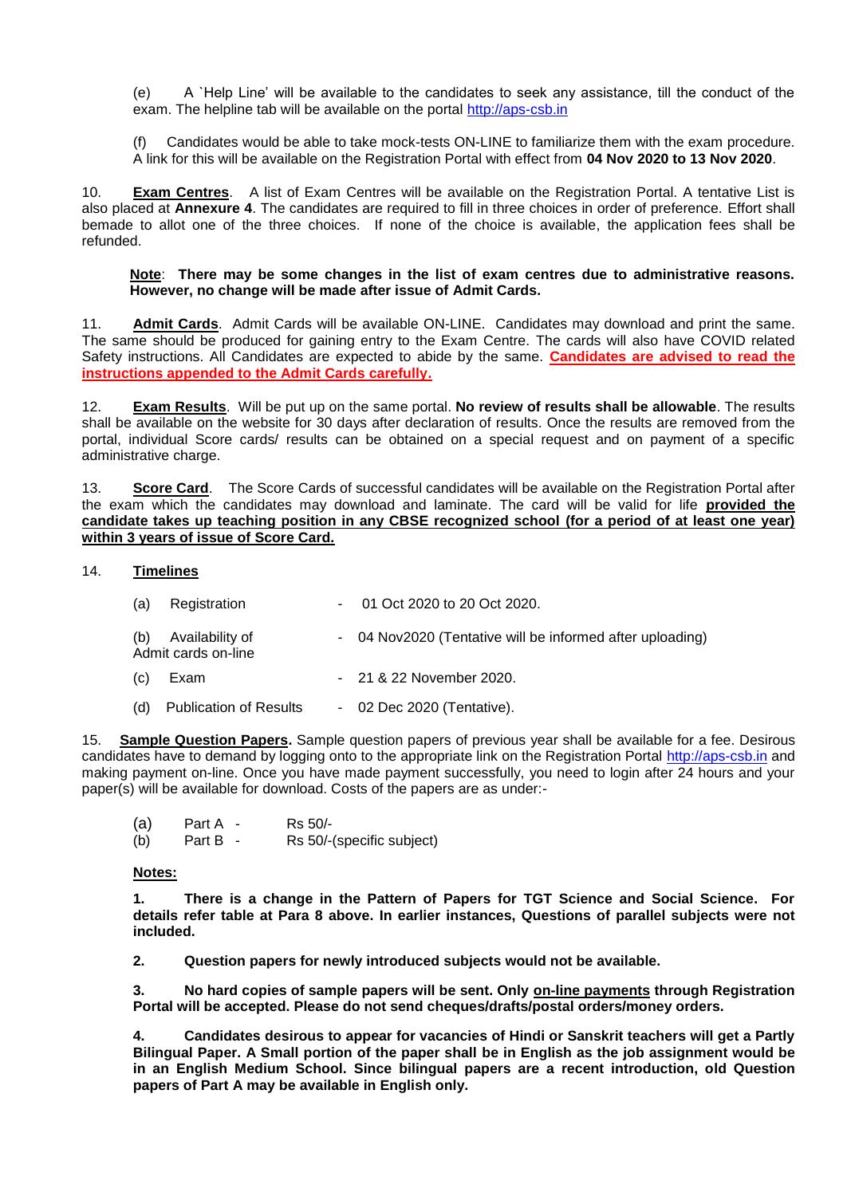(e) A `Help Line' will be available to the candidates to seek any assistance, till the conduct of the exam. The helpline tab will be available on the portal http://aps-csb.in

(f) Candidates would be able to take mock-tests ON-LINE to familiarize them with the exam procedure. A link for this will be available on the Registration Portal with effect from **04 Nov 2020 to 13 Nov 2020**.

10. **Exam Centres**. A list of Exam Centres will be available on the Registration Portal. A tentative List is also placed at **Annexure 4**. The candidates are required to fill in three choices in order of preference. Effort shall bemade to allot one of the three choices. If none of the choice is available, the application fees shall be refunded.

**Note**: **There may be some changes in the list of exam centres due to administrative reasons. However, no change will be made after issue of Admit Cards.**

11. **Admit Cards**. Admit Cards will be available ON-LINE. Candidates may download and print the same. The same should be produced for gaining entry to the Exam Centre. The cards will also have COVID related Safety instructions. All Candidates are expected to abide by the same. **Candidates are advised to read the instructions appended to the Admit Cards carefully.**

12. **Exam Results**. Will be put up on the same portal. **No review of results shall be allowable**. The results shall be available on the website for 30 days after declaration of results. Once the results are removed from the portal, individual Score cards/ results can be obtained on a special request and on payment of a specific administrative charge.

13. **Score Card**. The Score Cards of successful candidates will be available on the Registration Portal after the exam which the candidates may download and laminate. The card will be valid for life **provided the candidate takes up teaching position in any CBSE recognized school (for a period of at least one year) within 3 years of issue of Score Card.**

14. **Timelines**

| | | | |
|---|---|---|---|
| (a) | Registration | - | 01 Oct 2020 to 20 Oct 2020. |
| (b) | Availability of Admit cards on-line | - | 04 Nov2020 (Tentative will be informed after uploading) |
| (c) | Exam | - | 21 & 22 November 2020. |
| (d) | Publication of Results | - | 02 Dec 2020 (Tentative). |

15. **Sample Question Papers.** Sample question papers of previous year shall be available for a fee. Desirous candidates have to demand by logging onto to the appropriate link on the Registration Portal http://aps-csb.in and making payment on-line. Once you have made payment successfully, you need to login after 24 hours and your paper(s) will be available for download. Costs of the papers are as under:-

| | | |
|---|---|---|
| (a) | Part A - | Rs 50/- |
| (b) | Part B - | Rs 50/-(specific subject) |

**Notes:**

**1. There is a change in the Pattern of Papers for TGT Science and Social Science. For details refer table at Para 8 above. In earlier instances, Questions of parallel subjects were not included.**

**2. Question papers for newly introduced subjects would not be available.**

**3. No hard copies of sample papers will be sent. Only on-line payments through Registration Portal will be accepted. Please do not send cheques/drafts/postal orders/money orders.**

**4. Candidates desirous to appear for vacancies of Hindi or Sanskrit teachers will get a Partly Bilingual Paper. A Small portion of the paper shall be in English as the job assignment would be in an English Medium School. Since bilingual papers are a recent introduction, old Question papers of Part A may be available in English only.**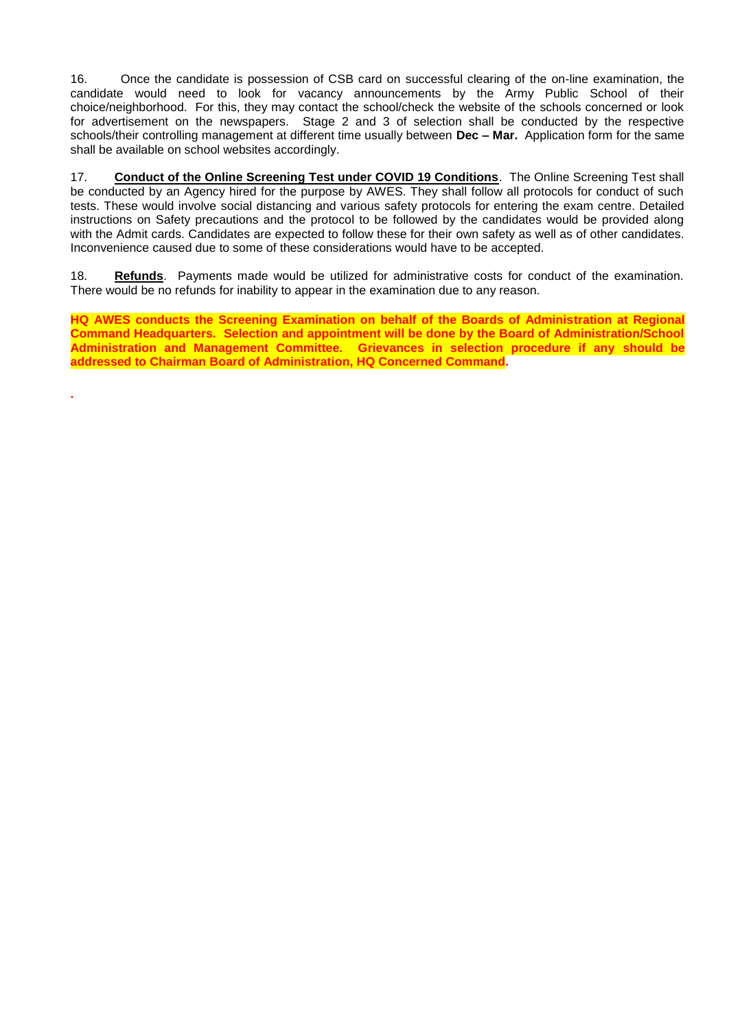16. Once the candidate is possession of CSB card on successful clearing of the on-line examination, the candidate would need to look for vacancy announcements by the Army Public School of their choice/neighborhood. For this, they may contact the school/check the website of the schools concerned or look for advertisement on the newspapers. Stage 2 and 3 of selection shall be conducted by the respective schools/their controlling management at different time usually between **Dec – Mar.** Application form for the same shall be available on school websites accordingly.

17. **Conduct of the Online Screening Test under COVID 19 Conditions**. The Online Screening Test shall be conducted by an Agency hired for the purpose by AWES. They shall follow all protocols for conduct of such tests. These would involve social distancing and various safety protocols for entering the exam centre. Detailed instructions on Safety precautions and the protocol to be followed by the candidates would be provided along with the Admit cards. Candidates are expected to follow these for their own safety as well as of other candidates. Inconvenience caused due to some of these considerations would have to be accepted.

18. **Refunds**. Payments made would be utilized for administrative costs for conduct of the examination. There would be no refunds for inability to appear in the examination due to any reason.

**HQ AWES conducts the Screening Examination on behalf of the Boards of Administration at Regional Command Headquarters. Selection and appointment will be done by the Board of Administration/School Administration and Management Committee. Grievances in selection procedure if any should be addressed to Chairman Board of Administration, HQ Concerned Command.**

.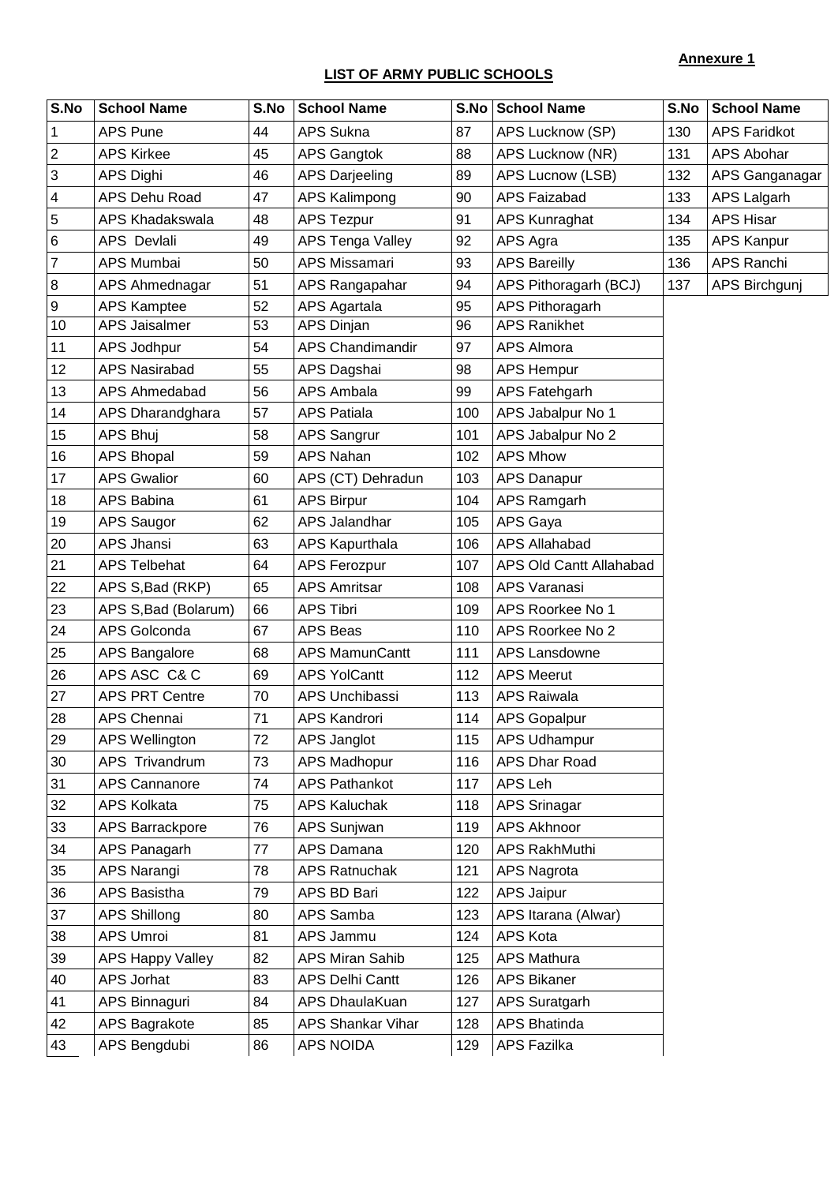**Annexure 1**

**LIST OF ARMY PUBLIC SCHOOLS**

| S.No | School Name | S.No | School Name | S.No | School Name | S.No | School Name |
|---|---|---|---|---|---|---|---|
| 1 | APS Pune | 44 | APS Sukna | 87 | APS Lucknow (SP) | 130 | APS Faridkot |
| 2 | APS Kirkee | 45 | APS Gangtok | 88 | APS Lucknow (NR) | 131 | APS Abohar |
| 3 | APS Dighi | 46 | APS Darjeeling | 89 | APS Lucnow (LSB) | 132 | APS Ganganagar |
| 4 | APS Dehu Road | 47 | APS Kalimpong | 90 | APS Faizabad | 133 | APS Lalgarh |
| 5 | APS Khadakswala | 48 | APS Tezpur | 91 | APS Kunraghat | 134 | APS Hisar |
| 6 | APS Devlali | 49 | APS Tenga Valley | 92 | APS Agra | 135 | APS Kanpur |
| 7 | APS Mumbai | 50 | APS Missamari | 93 | APS Bareilly | 136 | APS Ranchi |
| 8 | APS Ahmednagar | 51 | APS Rangapahar | 94 | APS Pithoragarh (BCJ) | 137 | APS Birchgunj |
| 9 | APS Kamptee | 52 | APS Agartala | 95 | APS Pithoragarh | | |
| 10 | APS Jaisalmer | 53 | APS Dinjan | 96 | APS Ranikhet | | |
| 11 | APS Jodhpur | 54 | APS Chandimandir | 97 | APS Almora | | |
| 12 | APS Nasirabad | 55 | APS Dagshai | 98 | APS Hempur | | |
| 13 | APS Ahmedabad | 56 | APS Ambala | 99 | APS Fatehgarh | | |
| 14 | APS Dharandghara | 57 | APS Patiala | 100 | APS Jabalpur No 1 | | |
| 15 | APS Bhuj | 58 | APS Sangrur | 101 | APS Jabalpur No 2 | | |
| 16 | APS Bhopal | 59 | APS Nahan | 102 | APS Mhow | | |
| 17 | APS Gwalior | 60 | APS (CT) Dehradun | 103 | APS Danapur | | |
| 18 | APS Babina | 61 | APS Birpur | 104 | APS Ramgarh | | |
| 19 | APS Saugor | 62 | APS Jalandhar | 105 | APS Gaya | | |
| 20 | APS Jhansi | 63 | APS Kapurthala | 106 | APS Allahabad | | |
| 21 | APS Telbehat | 64 | APS Ferozpur | 107 | APS Old Cantt Allahabad | | |
| 22 | APS S,Bad (RKP) | 65 | APS Amritsar | 108 | APS Varanasi | | |
| 23 | APS S,Bad (Bolarum) | 66 | APS Tibri | 109 | APS Roorkee No 1 | | |
| 24 | APS Golconda | 67 | APS Beas | 110 | APS Roorkee No 2 | | |
| 25 | APS Bangalore | 68 | APS MamunCantt | 111 | APS Lansdowne | | |
| 26 | APS ASC C& C | 69 | APS YolCantt | 112 | APS Meerut | | |
| 27 | APS PRT Centre | 70 | APS Unchibassi | 113 | APS Raiwala | | |
| 28 | APS Chennai | 71 | APS Kandrori | 114 | APS Gopalpur | | |
| 29 | APS Wellington | 72 | APS Janglot | 115 | APS Udhampur | | |
| 30 | APS Trivandrum | 73 | APS Madhopur | 116 | APS Dhar Road | | |
| 31 | APS Cannanore | 74 | APS Pathankot | 117 | APS Leh | | |
| 32 | APS Kolkata | 75 | APS Kaluchak | 118 | APS Srinagar | | |
| 33 | APS Barrackpore | 76 | APS Sunjwan | 119 | APS Akhnoor | | |
| 34 | APS Panagarh | 77 | APS Damana | 120 | APS RakhMuthi | | |
| 35 | APS Narangi | 78 | APS Ratnuchak | 121 | APS Nagrota | | |
| 36 | APS Basistha | 79 | APS BD Bari | 122 | APS Jaipur | | |
| 37 | APS Shillong | 80 | APS Samba | 123 | APS Itarana (Alwar) | | |
| 38 | APS Umroi | 81 | APS Jammu | 124 | APS Kota | | |
| 39 | APS Happy Valley | 82 | APS Miran Sahib | 125 | APS Mathura | | |
| 40 | APS Jorhat | 83 | APS Delhi Cantt | 126 | APS Bikaner | | |
| 41 | APS Binnaguri | 84 | APS DhaulaKuan | 127 | APS Suratgarh | | |
| 42 | APS Bagrakote | 85 | APS Shankar Vihar | 128 | APS Bhatinda | | |
| 43 | APS Bengdubi | 86 | APS NOIDA | 129 | APS Fazilka | | |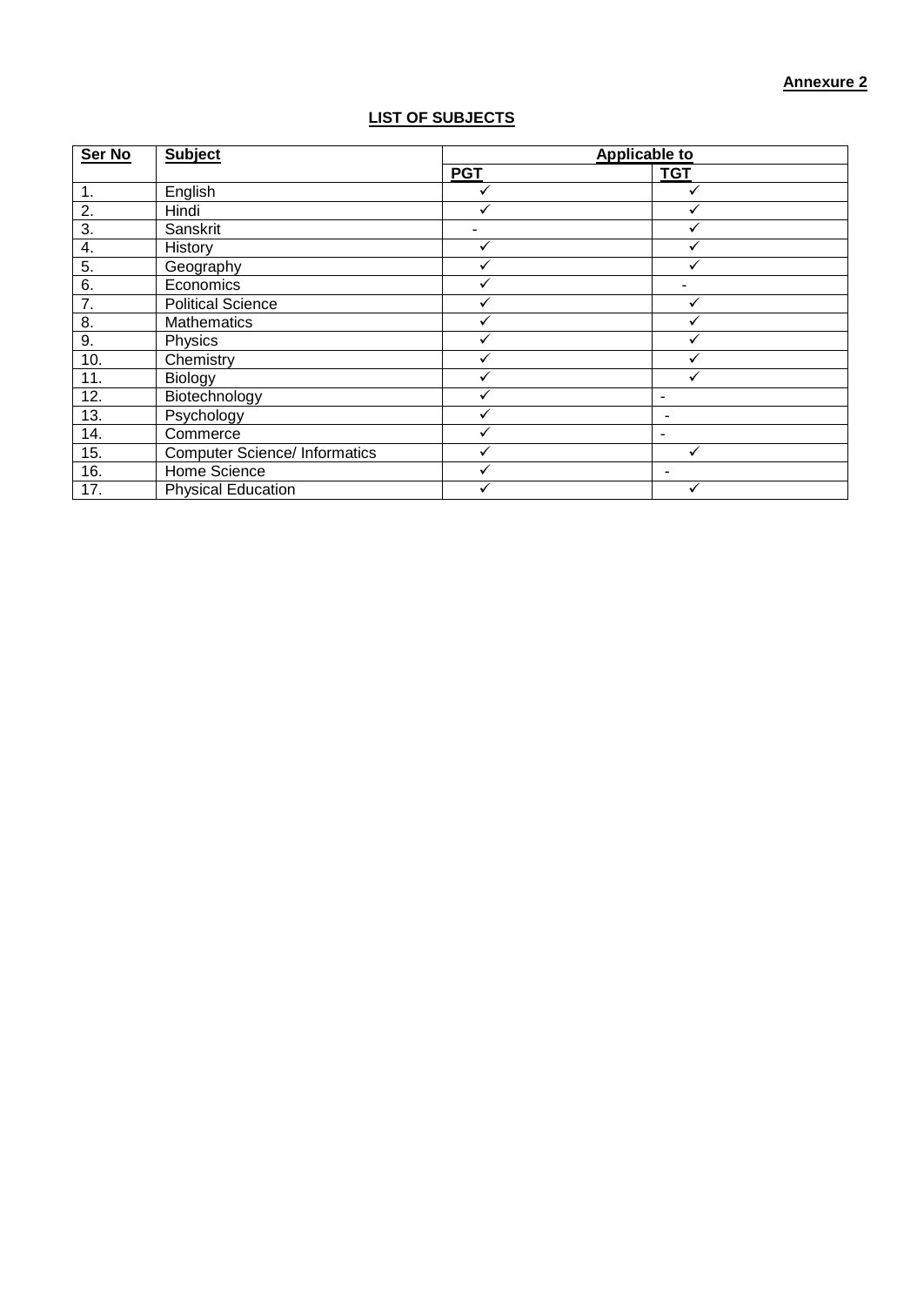**Annexure 2**

**LIST OF SUBJECTS**

| Ser No | Subject | Applicable to | |
|---|---|---|---|
| | | PGT | TGT |
| 1. | English | ✓ | ✓ |
| 2. | Hindi | ✓ | ✓ |
| 3. | Sanskrit | - | ✓ |
| 4. | History | ✓ | ✓ |
| 5. | Geography | ✓ | ✓ |
| 6. | Economics | ✓ | - |
| 7. | Political Science | ✓ | ✓ |
| 8. | Mathematics | ✓ | ✓ |
| 9. | Physics | ✓ | ✓ |
| 10. | Chemistry | ✓ | ✓ |
| 11. | Biology | ✓ | ✓ |
| 12. | Biotechnology | ✓ | - |
| 13. | Psychology | ✓ | - |
| 14. | Commerce | ✓ | - |
| 15. | Computer Science/ Informatics | ✓ | ✓ |
| 16. | Home Science | ✓ | - |
| 17. | Physical Education | ✓ | ✓ |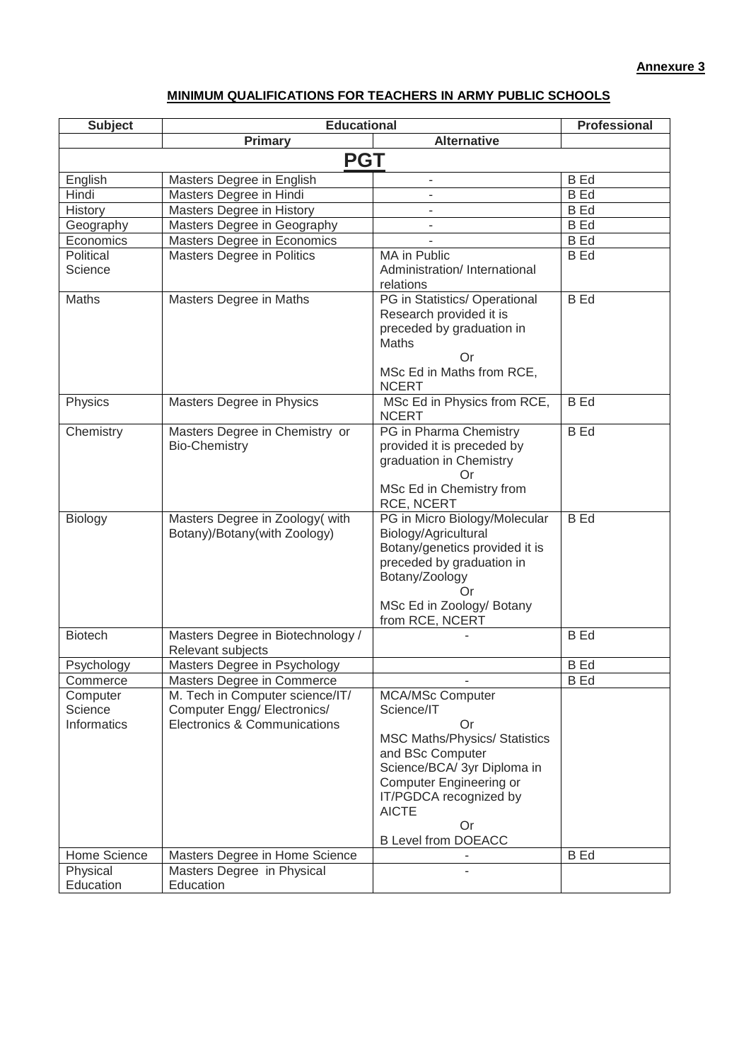**Annexure 3**

## MINIMUM QUALIFICATIONS FOR TEACHERS IN ARMY PUBLIC SCHOOLS

| Subject | Educational | | Professional |
|---|---|---|---|
| | Primary | Alternative | |
| **PGT** | | | |
| English | Masters Degree in English | - | B Ed |
| Hindi | Masters Degree in Hindi | - | B Ed |
| History | Masters Degree in History | - | B Ed |
| Geography | Masters Degree in Geography | - | B Ed |
| Economics | Masters Degree in Economics | - | B Ed |
| Political Science | Masters Degree in Politics | MA in Public Administration/ International relations | B Ed |
| Maths | Masters Degree in Maths | PG in Statistics/ Operational Research provided it is preceded by graduation in Maths<br>Or<br>MSc Ed in Maths from RCE, NCERT | B Ed |
| Physics | Masters Degree in Physics | MSc Ed in Physics from RCE, NCERT | B Ed |
| Chemistry | Masters Degree in Chemistry or Bio-Chemistry | PG in Pharma Chemistry provided it is preceded by graduation in Chemistry<br>Or<br>MSc Ed in Chemistry from RCE, NCERT | B Ed |
| Biology | Masters Degree in Zoology( with Botany)/Botany(with Zoology) | PG in Micro Biology/Molecular Biology/Agricultural Botany/genetics provided it is preceded by graduation in Botany/Zoology<br>Or<br>MSc Ed in Zoology/ Botany from RCE, NCERT | B Ed |
| Biotech | Masters Degree in Biotechnology / Relevant subjects | - | B Ed |
| Psychology | Masters Degree in Psychology | | B Ed |
| Commerce | Masters Degree in Commerce | - | B Ed |
| Computer Science Informatics | M. Tech in Computer science/IT/ Computer Engg/ Electronics/ Electronics & Communications | MCA/MSc Computer Science/IT<br>Or<br>MSC Maths/Physics/ Statistics and BSc Computer Science/BCA/ 3yr Diploma in Computer Engineering or IT/PGDCA recognized by AICTE<br>Or<br>B Level from DOEACC | |
| Home Science | Masters Degree in Home Science | - | B Ed |
| Physical Education | Masters Degree in Physical Education | - | |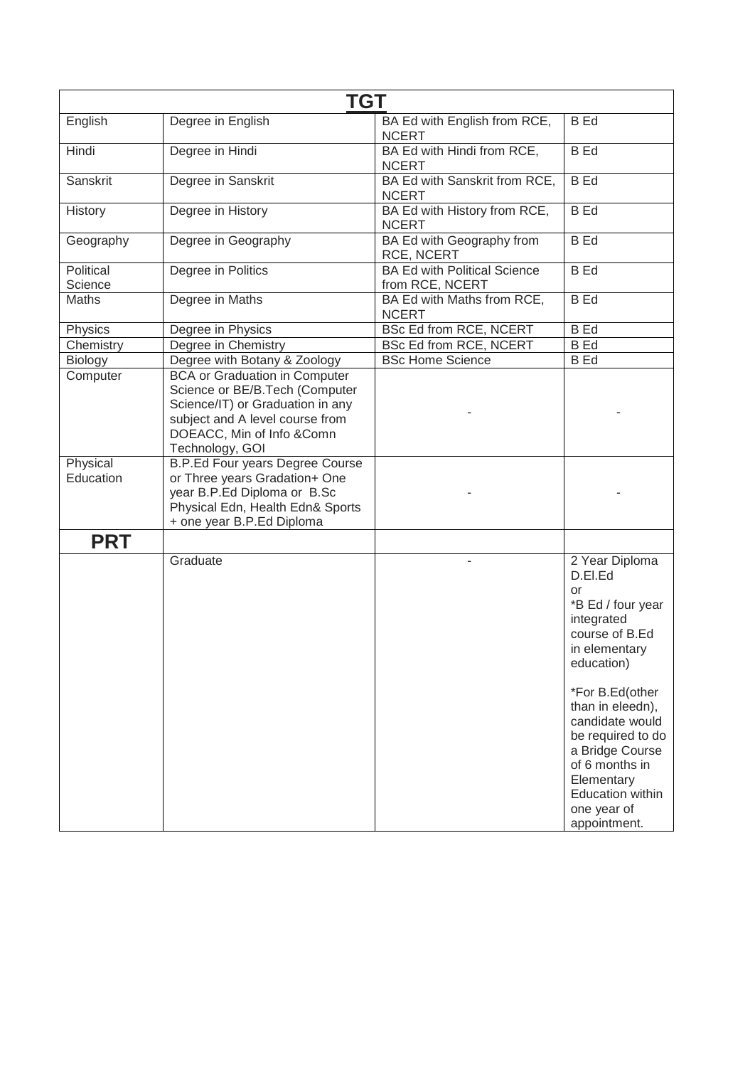| TGT | | | |
|---|---|---|---|
| English | Degree in English | BA Ed with English from RCE, NCERT | B Ed |
| Hindi | Degree in Hindi | BA Ed with Hindi from RCE, NCERT | B Ed |
| Sanskrit | Degree in Sanskrit | BA Ed with Sanskrit from RCE, NCERT | B Ed |
| History | Degree in History | BA Ed with History from RCE, NCERT | B Ed |
| Geography | Degree in Geography | BA Ed with Geography from RCE, NCERT | B Ed |
| Political Science | Degree in Politics | BA Ed with Political Science from RCE, NCERT | B Ed |
| Maths | Degree in Maths | BA Ed with Maths from RCE, NCERT | B Ed |
| Physics | Degree in Physics | BSc Ed from RCE, NCERT | B Ed |
| Chemistry | Degree in Chemistry | BSc Ed from RCE, NCERT | B Ed |
| Biology | Degree with Botany & Zoology | BSc Home Science | B Ed |
| Computer | BCA or Graduation in Computer Science or BE/B.Tech (Computer Science/IT) or Graduation in any subject and A level course from DOEACC, Min of Info &Comn Technology, GOI | - | - |
| Physical Education | B.P.Ed Four years Degree Course or Three years Gradation+ One year B.P.Ed Diploma or B.Sc Physical Edn, Health Edn& Sports + one year B.P.Ed Diploma | - | - |
| **PRT** | | | |
| | Graduate | - | 2 Year Diploma D.El.Ed or *B Ed / four year integrated course of B.Ed in elementary education) *For B.Ed(other than in eleedn), candidate would be required to do a Bridge Course of 6 months in Elementary Education within one year of appointment. |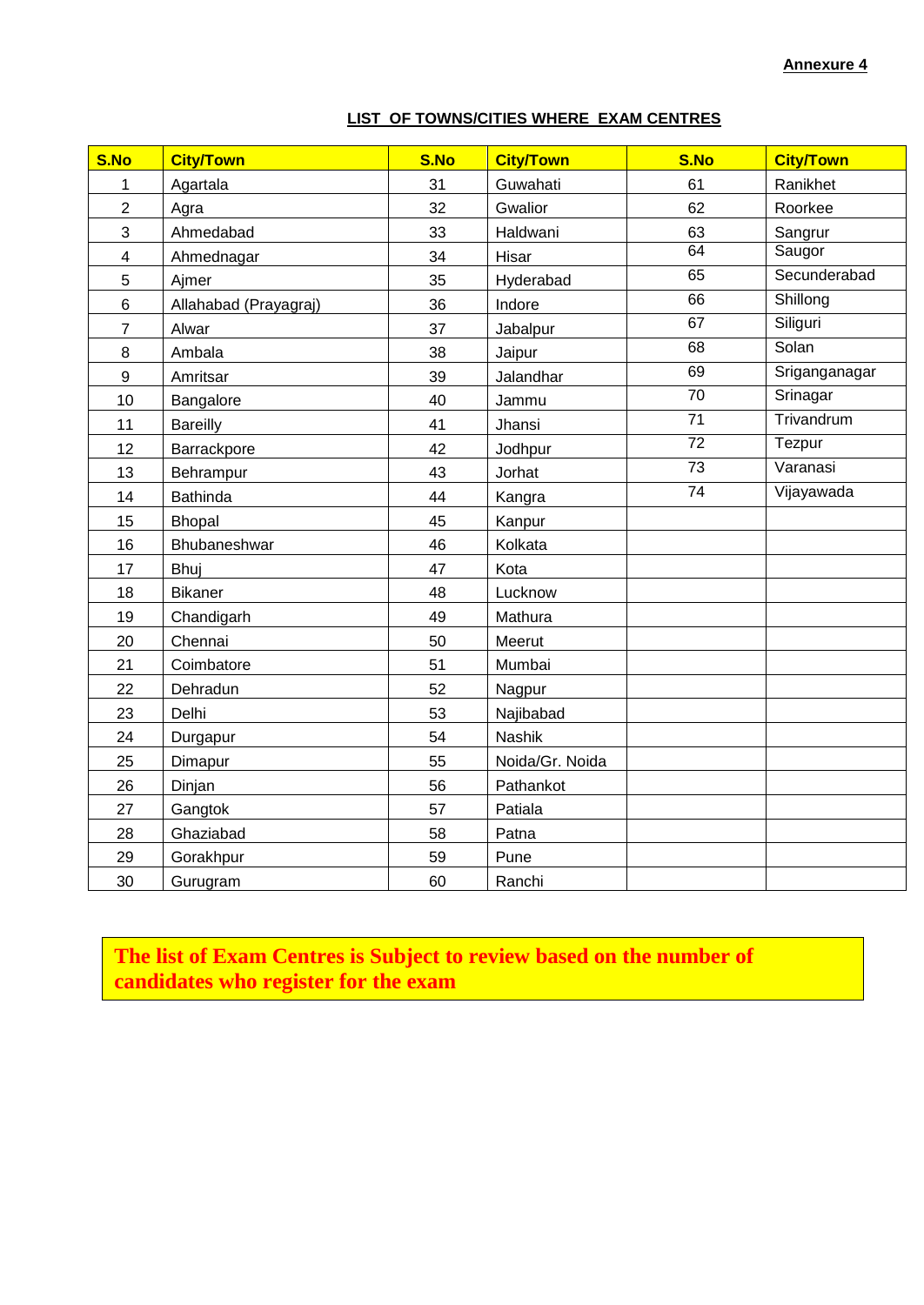**Annexure 4**

**LIST OF TOWNS/CITIES WHERE EXAM CENTRES**

| S.No | City/Town | S.No | City/Town | S.No | City/Town |
|---|---|---|---|---|---|
| 1 | Agartala | 31 | Guwahati | 61 | Ranikhet |
| 2 | Agra | 32 | Gwalior | 62 | Roorkee |
| 3 | Ahmedabad | 33 | Haldwani | 63 | Sangrur |
| 4 | Ahmednagar | 34 | Hisar | 64 | Saugor |
| 5 | Ajmer | 35 | Hyderabad | 65 | Secunderabad |
| 6 | Allahabad (Prayagraj) | 36 | Indore | 66 | Shillong |
| 7 | Alwar | 37 | Jabalpur | 67 | Siliguri |
| 8 | Ambala | 38 | Jaipur | 68 | Solan |
| 9 | Amritsar | 39 | Jalandhar | 69 | Sriganganagar |
| 10 | Bangalore | 40 | Jammu | 70 | Srinagar |
| 11 | Bareilly | 41 | Jhansi | 71 | Trivandrum |
| 12 | Barrackpore | 42 | Jodhpur | 72 | Tezpur |
| 13 | Behrampur | 43 | Jorhat | 73 | Varanasi |
| 14 | Bathinda | 44 | Kangra | 74 | Vijayawada |
| 15 | Bhopal | 45 | Kanpur | | |
| 16 | Bhubaneshwar | 46 | Kolkata | | |
| 17 | Bhuj | 47 | Kota | | |
| 18 | Bikaner | 48 | Lucknow | | |
| 19 | Chandigarh | 49 | Mathura | | |
| 20 | Chennai | 50 | Meerut | | |
| 21 | Coimbatore | 51 | Mumbai | | |
| 22 | Dehradun | 52 | Nagpur | | |
| 23 | Delhi | 53 | Najibabad | | |
| 24 | Durgapur | 54 | Nashik | | |
| 25 | Dimapur | 55 | Noida/Gr. Noida | | |
| 26 | Dinjan | 56 | Pathankot | | |
| 27 | Gangtok | 57 | Patiala | | |
| 28 | Ghaziabad | 58 | Patna | | |
| 29 | Gorakhpur | 59 | Pune | | |
| 30 | Gurugram | 60 | Ranchi | | |

**The list of Exam Centres is Subject to review based on the number of candidates who register for the exam**